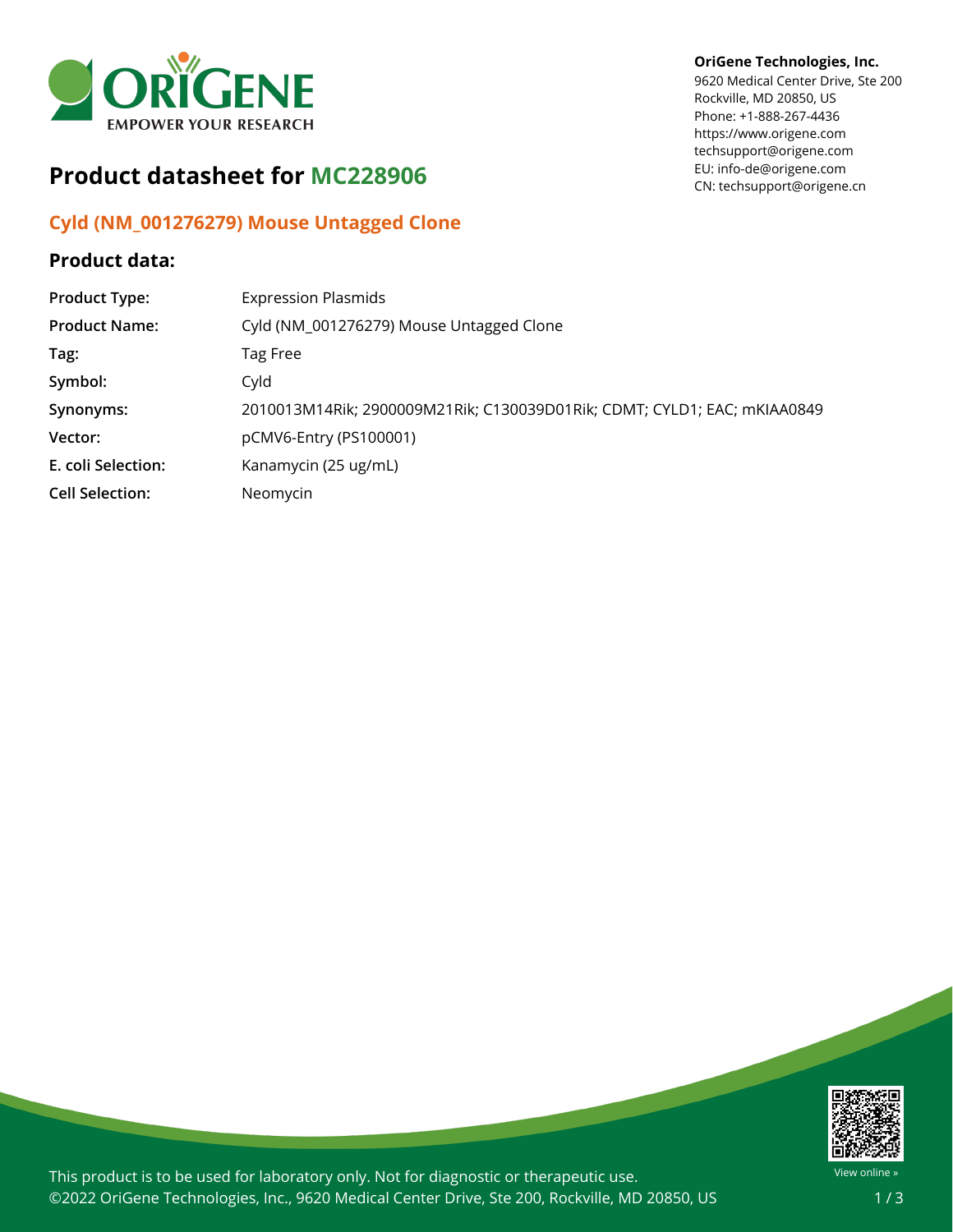**OriGene Technologies, Inc.**
9620 Medical Center Drive, Ste 200
Rockville, MD 20850, US
Phone: +1-888-267-4436
https://www.origene.com
techsupport@origene.com
EU: info-de@origene.com
CN: techsupport@origene.cn

# Product datasheet for MC228906

## Cyld (NM_001276279) Mouse Untagged Clone

### Product data:

| | |
|---|---|
| **Product Type:** | Expression Plasmids |
| **Product Name:** | Cyld (NM_001276279) Mouse Untagged Clone |
| **Tag:** | Tag Free |
| **Symbol:** | Cyld |
| **Synonyms:** | 2010013M14Rik; 2900009M21Rik; C130039D01Rik; CDMT; CYLD1; EAC; mKIAA0849 |
| **Vector:** | pCMV6-Entry (PS100001) |
| **E. coli Selection:** | Kanamycin (25 ug/mL) |
| **Cell Selection:** | Neomycin |

This product is to be used for laboratory only. Not for diagnostic or therapeutic use.
©2022 OriGene Technologies, Inc., 9620 Medical Center Drive, Ste 200, Rockville, MD 20850, US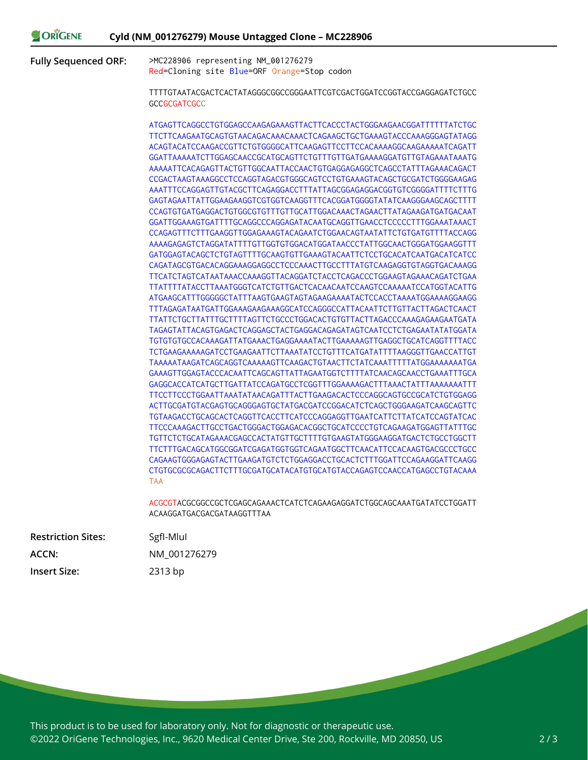# Cyld (NM_001276279) Mouse Untagged Clone – MC228906

**Fully Sequenced ORF:**

```
>MC228906 representing NM_001276279
Red=Cloning site Blue=ORF Orange=Stop codon

TTTTGTAATACGACTCACTATAGGGCGGCCGGGAATTCGTCGACTGGATCCGGTACCGAGGAGATCTGCC
GCCGCGATCGCC

ATGAGTTCAGGCCTGTGGAGCCAAGAGAAAGTTACTTCACCCTACTGGGAAGAACGGATTTTTTATCTGC
TTCTTCAAGAATGCAGTGTAACAGACAAACAAACTCAGAAGCTGCTGAAAGTACCCAAAGGGAGTATAGG
ACAGTACATCCAAGACCGTTCTGTGGGGCATTCAAGAGTTCCTTCCACAAAAGGCAAGAAAAATCAGATT
GGATTAAAAATCTTGGAGCAACCGCATGCAGTTCTGTTTGTTGATGAAAAGGATGTTGTAGAAATAAATG
AAAAATTCACAGAGTTACTGTTGGCAATTACCAACTGTGAGGAGAGGCTCAGCCTATTTAGAAACAGACT
CCGACTAAGTAAAGGCCTCCAGGTAGACGTGGGCAGTCCTGTGAAAGTACAGCTGCGATCTGGGGAAGAG
AAATTTCCAGGAGTTGTACGCTTCAGAGGACCTTTATTAGCGGAGAGGACGGTGTCGGGGATTTTCTTTG
GAGTAGAATTATTGGAAGAAGGTCGTGGTCAAGGTTTCACGGATGGGGTATATCAAGGGAAGCAGCTTTT
CCAGTGTGATGAGGACTGTGGCGTGTTTGTTGCATTGGACAAACTAGAACTTATAGAAGATGATGACAAT
GGATTGGAAAGTGATTTTGCAGGCCCAGGAGATACAATGCAGGTTGAACCTCCCCCTTTGGAAATAAACT
CCAGAGTTTCTTTGAAGGTTGGAGAAAGTACAGAATCTGGAACAGTAATATTCTGTGATGTTTTACCAGG
AAAAGAGAGTCTAGGATATTTTGTTGGTGTGGACATGGATAACCCTATTGGCAACTGGGATGGAAGGTTT
GATGGAGTACAGCTCTGTAGTTTTGCAAGTGTTGAAAGTACAATTCTCCTGCACATCAATGACATCATCC
CAGATAGCGTGACACAGGAAAGGAGGCCTCCCAAACTTGCCTTTATGTCAAGAGGTGTAGGTGACAAAGG
TTCATCTAGTCATAATAAACCAAAGGTTACAGGATCTACCTCAGACCCTGGAAGTAGAAACAGATCTGAA
TTATTTTATACCTTAAATGGGTCATCTGTTGACTCACAACAATCCAAGTCCAAAAATCCATGGTACATTG
ATGAAGCATTTGGGGGCTATTTAAGTGAAGTAGTAGAAGAAAATACTCCACCTAAAATGGAAAAGGAAGG
TTTAGAGATAATGATTGGAAAGAAGAAAGGCATCCAGGGCCATTACAATTCTTGTTACTTAGACTCAACT
TTATTCTGCTTATTTGCTTTTAGTTCTGCCCTGGACACTGTGTTACTTAGACCCAAAGAGAAGAATGATA
TAGAGTATTACAGTGAGACTCAGGAGCTACTGAGGACAGAGATAGTCAATCCTCTGAGAATATATGGATA
TGTGTGTGCCACAAAGATTATGAAACTGAGGAAAATACTTGAAAAAGTTGAGGCTGCATCAGGTTTTACC
TCTGAAGAAAAAGATCCTGAAGAATTCTTAAATATCCTGTTTCATGATATTTTAAGGGTTGAACCATTGT
TAAAAATAAGATCAGCAGGTCAAAAAGTTCAAGACTGTAACTTCTATCAAATTTTTATGGAAAAAAATGA
GAAAGTTGGAGTACCCACAATTCAGCAGTTATTAGAATGGTCTTTTATCAACAGCAACCTGAAATTTGCA
GAGGCACCATCATGCTTGATTATCCAGATGCCTCGGTTTGGAAAAGACTTTAAACTATTTAAAAAAATTT
TTCCTTCCCTGGAATTAAATATAACAGATTTACTTGAAGACACTCCCAGGCAGTGCCGCATCTGTGGAGG
ACTTGCGATGTACGAGTGCAGGGAGTGCTATGACGATCCGGACATCTCAGCTGGGAAGATCAAGCAGTTC
TGTAAGACCTGCAGCACTCAGGTTCACCTTCATCCCAGGAGGTTGAATCATTCTTATCATCCAGTATCAC
TTCCCAAAGACTTGCCTGACTGGGACTGGAGACACGGCTGCATCCCCTGTCAGAAGATGGAGTTATTTGC
TGTTCTCTGCATAGAAACGAGCCACTATGTTGCTTTTGTGAAGTATGGGAAGGATGACTCTGCCTGGCTT
TTCTTTGACAGCATGGCGGATCGAGATGGTGGTCAGAATGGCTTCAACATTCCACAAGTGACGCCCTGCC
CAGAAGTGGGAGAGTACTTGAAGATGTCTCTGGAGGACCTGCACTCTTTGGATTCCAGAAGGATTCAAGG
CTGTGCGCGCAGACTTCTTTGCGATGCATACATGTGCATGTACCAGAGTCCAACCATGAGCCTGTACAAA
TAA

ACGCGTACGCGGCCGCTCGAGCAGAAACTCATCTCAGAAGAGGATCTGGCAGCAAATGATATCCTGGATT
ACAAGGATGACGACGATAAGGTTTAA
```

**Restriction Sites:** SgfI-MluI

**ACCN:** NM_001276279

**Insert Size:** 2313 bp

This product is to be used for laboratory only. Not for diagnostic or therapeutic use.
©2022 OriGene Technologies, Inc., 9620 Medical Center Drive, Ste 200, Rockville, MD 20850, US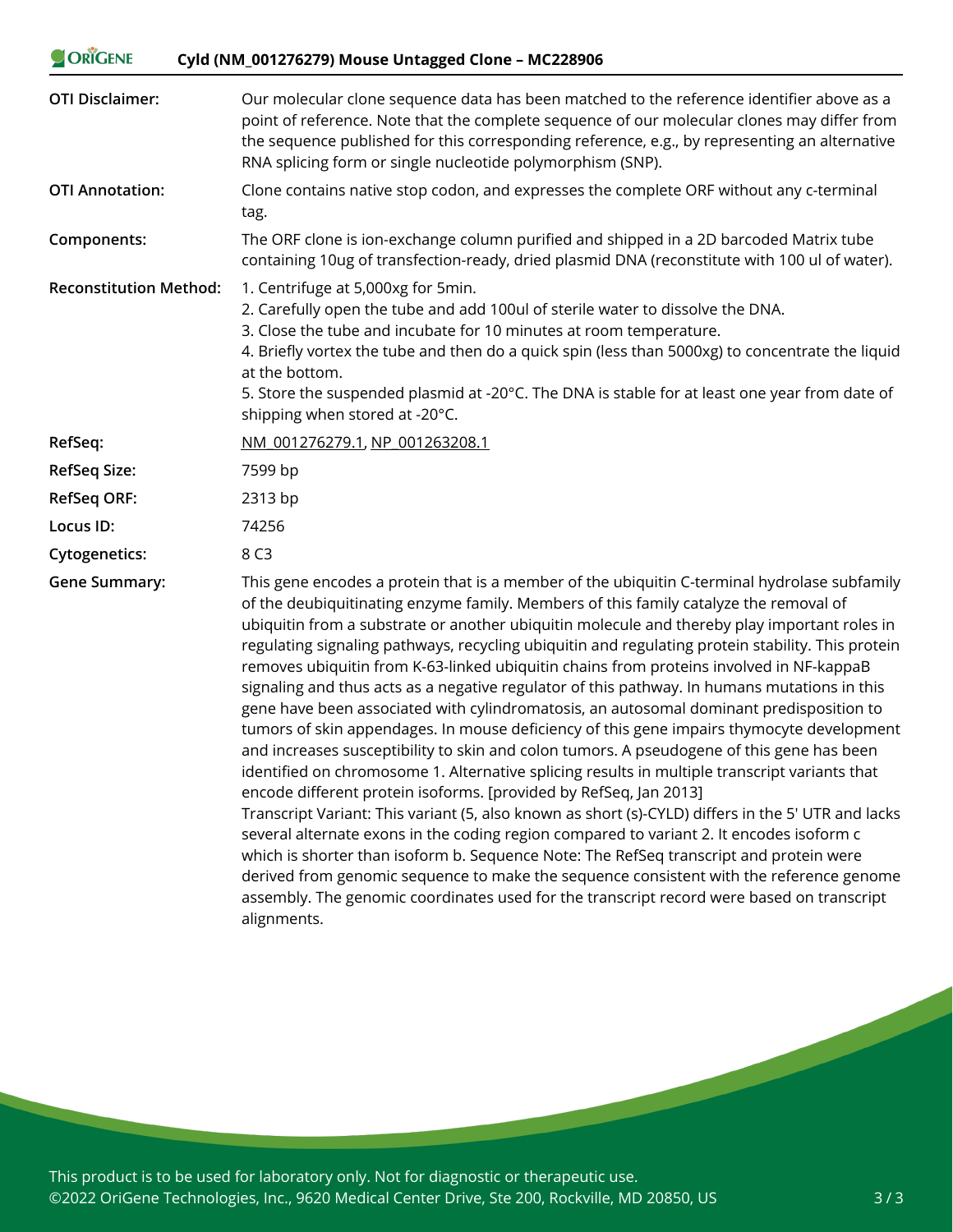| | |
|---|---|
| **OTI Disclaimer:** | Our molecular clone sequence data has been matched to the reference identifier above as a point of reference. Note that the complete sequence of our molecular clones may differ from the sequence published for this corresponding reference, e.g., by representing an alternative RNA splicing form or single nucleotide polymorphism (SNP). |
| **OTI Annotation:** | Clone contains native stop codon, and expresses the complete ORF without any c-terminal tag. |
| **Components:** | The ORF clone is ion-exchange column purified and shipped in a 2D barcoded Matrix tube containing 10ug of transfection-ready, dried plasmid DNA (reconstitute with 100 ul of water). |
| **Reconstitution Method:** | 1. Centrifuge at 5,000xg for 5min.<br>2. Carefully open the tube and add 100ul of sterile water to dissolve the DNA.<br>3. Close the tube and incubate for 10 minutes at room temperature.<br>4. Briefly vortex the tube and then do a quick spin (less than 5000xg) to concentrate the liquid at the bottom.<br>5. Store the suspended plasmid at -20°C. The DNA is stable for at least one year from date of shipping when stored at -20°C. |
| **RefSeq:** | NM_001276279.1, NP_001263208.1 |
| **RefSeq Size:** | 7599 bp |
| **RefSeq ORF:** | 2313 bp |
| **Locus ID:** | 74256 |
| **Cytogenetics:** | 8 C3 |
| **Gene Summary:** | This gene encodes a protein that is a member of the ubiquitin C-terminal hydrolase subfamily of the deubiquitinating enzyme family. Members of this family catalyze the removal of ubiquitin from a substrate or another ubiquitin molecule and thereby play important roles in regulating signaling pathways, recycling ubiquitin and regulating protein stability. This protein removes ubiquitin from K-63-linked ubiquitin chains from proteins involved in NF-kappaB signaling and thus acts as a negative regulator of this pathway. In humans mutations in this gene have been associated with cylindromatosis, an autosomal dominant predisposition to tumors of skin appendages. In mouse deficiency of this gene impairs thymocyte development and increases susceptibility to skin and colon tumors. A pseudogene of this gene has been identified on chromosome 1. Alternative splicing results in multiple transcript variants that encode different protein isoforms. [provided by RefSeq, Jan 2013]<br>Transcript Variant: This variant (5, also known as short (s)-CYLD) differs in the 5' UTR and lacks several alternate exons in the coding region compared to variant 2. It encodes isoform c which is shorter than isoform b. Sequence Note: The RefSeq transcript and protein were derived from genomic sequence to make the sequence consistent with the reference genome assembly. The genomic coordinates used for the transcript record were based on transcript alignments. |

This product is to be used for laboratory only. Not for diagnostic or therapeutic use.
©2022 OriGene Technologies, Inc., 9620 Medical Center Drive, Ste 200, Rockville, MD 20850, US